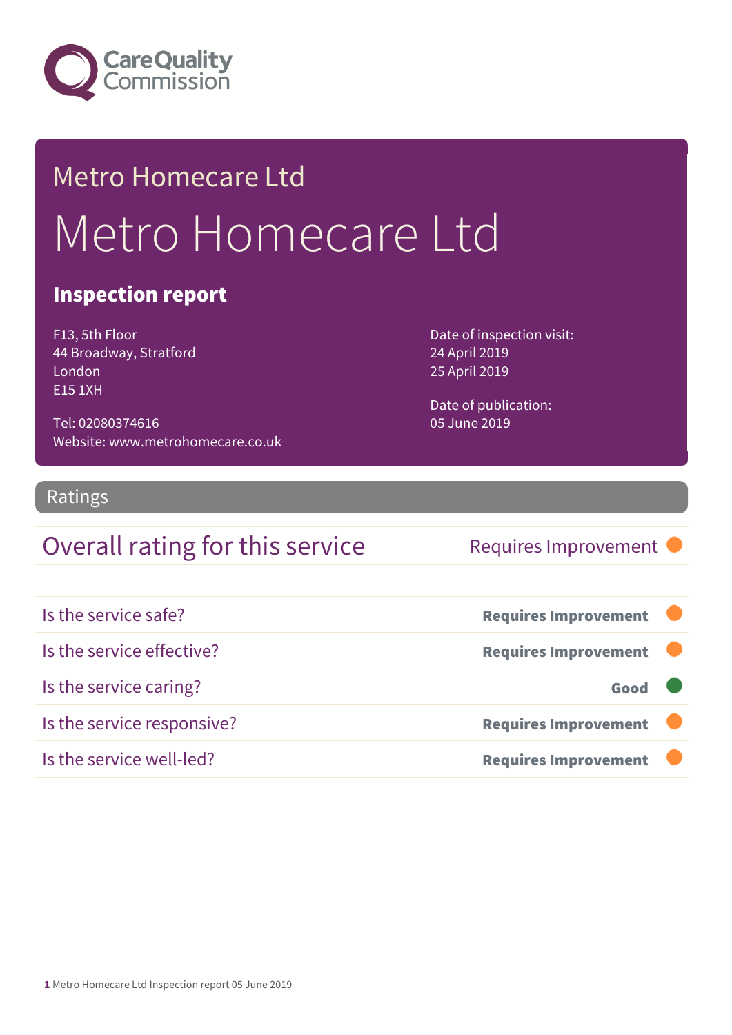Care Quality Commission

# Metro Homecare Ltd

# Metro Homecare Ltd

## Inspection report

F13, 5th Floor
44 Broadway, Stratford
London
E15 1XH

Tel: 02080374616
Website: www.metrohomecare.co.uk

Date of inspection visit:
24 April 2019
25 April 2019

Date of publication:
05 June 2019

## Ratings

| Overall rating for this service | Requires Improvement |
| --- | --- |

| | |
| --- | --- |
| Is the service safe? | **Requires Improvement** |
| Is the service effective? | **Requires Improvement** |
| Is the service caring? | **Good** |
| Is the service responsive? | **Requires Improvement** |
| Is the service well-led? | **Requires Improvement** |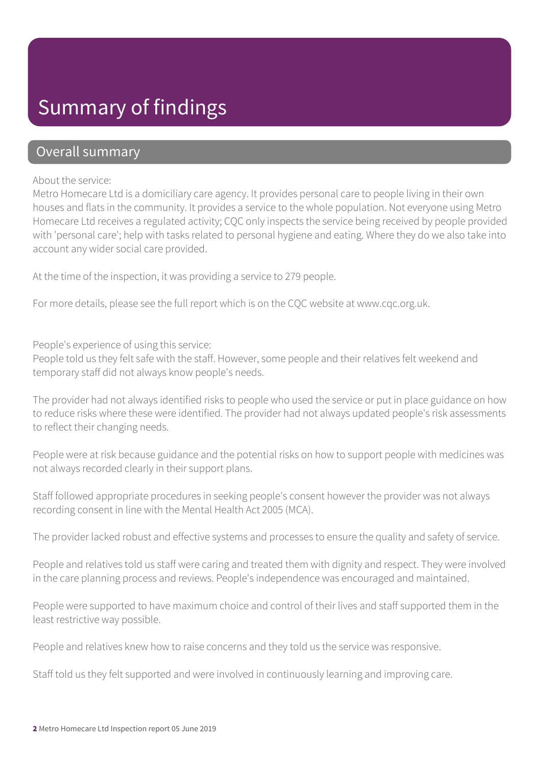# Summary of findings

## Overall summary

About the service:
Metro Homecare Ltd is a domiciliary care agency. It provides personal care to people living in their own houses and flats in the community. It provides a service to the whole population. Not everyone using Metro Homecare Ltd receives a regulated activity; CQC only inspects the service being received by people provided with 'personal care'; help with tasks related to personal hygiene and eating. Where they do we also take into account any wider social care provided.

At the time of the inspection, it was providing a service to 279 people.

For more details, please see the full report which is on the CQC website at www.cqc.org.uk.

People's experience of using this service:
People told us they felt safe with the staff. However, some people and their relatives felt weekend and temporary staff did not always know people's needs.

The provider had not always identified risks to people who used the service or put in place guidance on how to reduce risks where these were identified. The provider had not always updated people's risk assessments to reflect their changing needs.

People were at risk because guidance and the potential risks on how to support people with medicines was not always recorded clearly in their support plans.

Staff followed appropriate procedures in seeking people's consent however the provider was not always recording consent in line with the Mental Health Act 2005 (MCA).

The provider lacked robust and effective systems and processes to ensure the quality and safety of service.

People and relatives told us staff were caring and treated them with dignity and respect. They were involved in the care planning process and reviews. People's independence was encouraged and maintained.

People were supported to have maximum choice and control of their lives and staff supported them in the least restrictive way possible.

People and relatives knew how to raise concerns and they told us the service was responsive.

Staff told us they felt supported and were involved in continuously learning and improving care.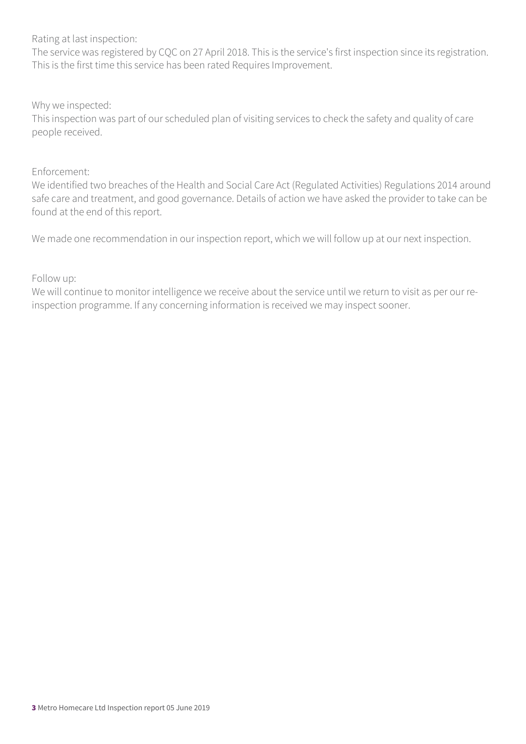Rating at last inspection:
The service was registered by CQC on 27 April 2018. This is the service's first inspection since its registration. This is the first time this service has been rated Requires Improvement.

Why we inspected:
This inspection was part of our scheduled plan of visiting services to check the safety and quality of care people received.

Enforcement:
We identified two breaches of the Health and Social Care Act (Regulated Activities) Regulations 2014 around safe care and treatment, and good governance. Details of action we have asked the provider to take can be found at the end of this report.

We made one recommendation in our inspection report, which we will follow up at our next inspection.

Follow up:
We will continue to monitor intelligence we receive about the service until we return to visit as per our re-inspection programme. If any concerning information is received we may inspect sooner.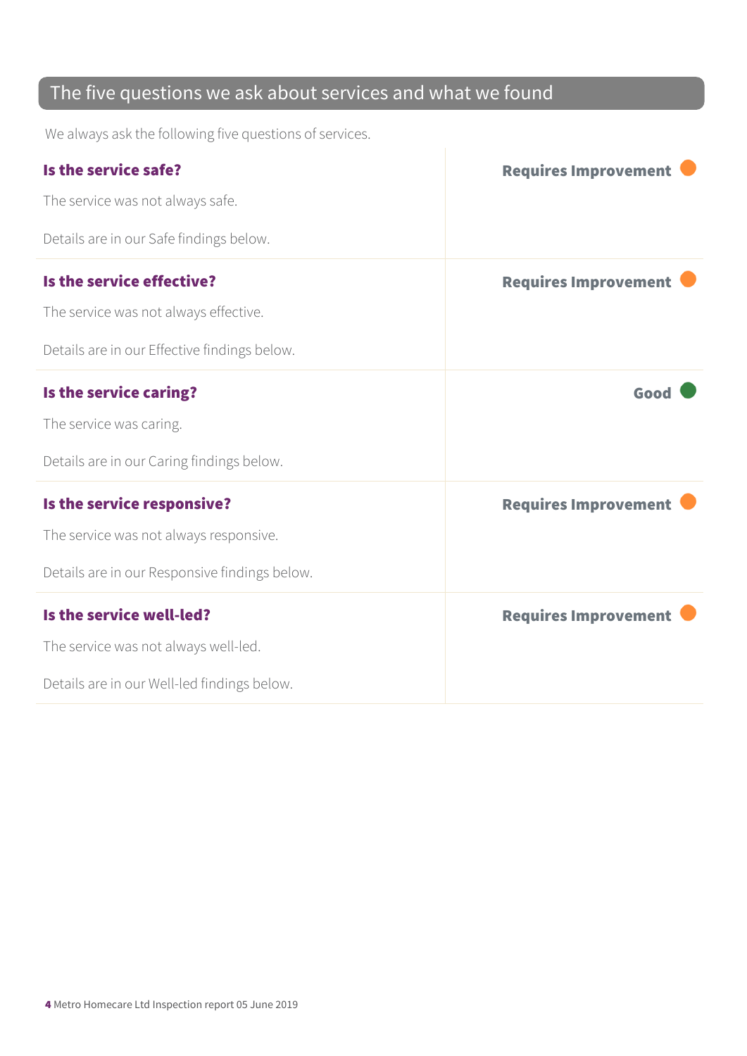## The five questions we ask about services and what we found

We always ask the following five questions of services.

### Is the service safe?

**Requires Improvement**

The service was not always safe.

Details are in our Safe findings below.

### Is the service effective?

**Requires Improvement**

The service was not always effective.

Details are in our Effective findings below.

### Is the service caring?

**Good**

The service was caring.

Details are in our Caring findings below.

### Is the service responsive?

**Requires Improvement**

The service was not always responsive.

Details are in our Responsive findings below.

### Is the service well-led?

**Requires Improvement**

The service was not always well-led.

Details are in our Well-led findings below.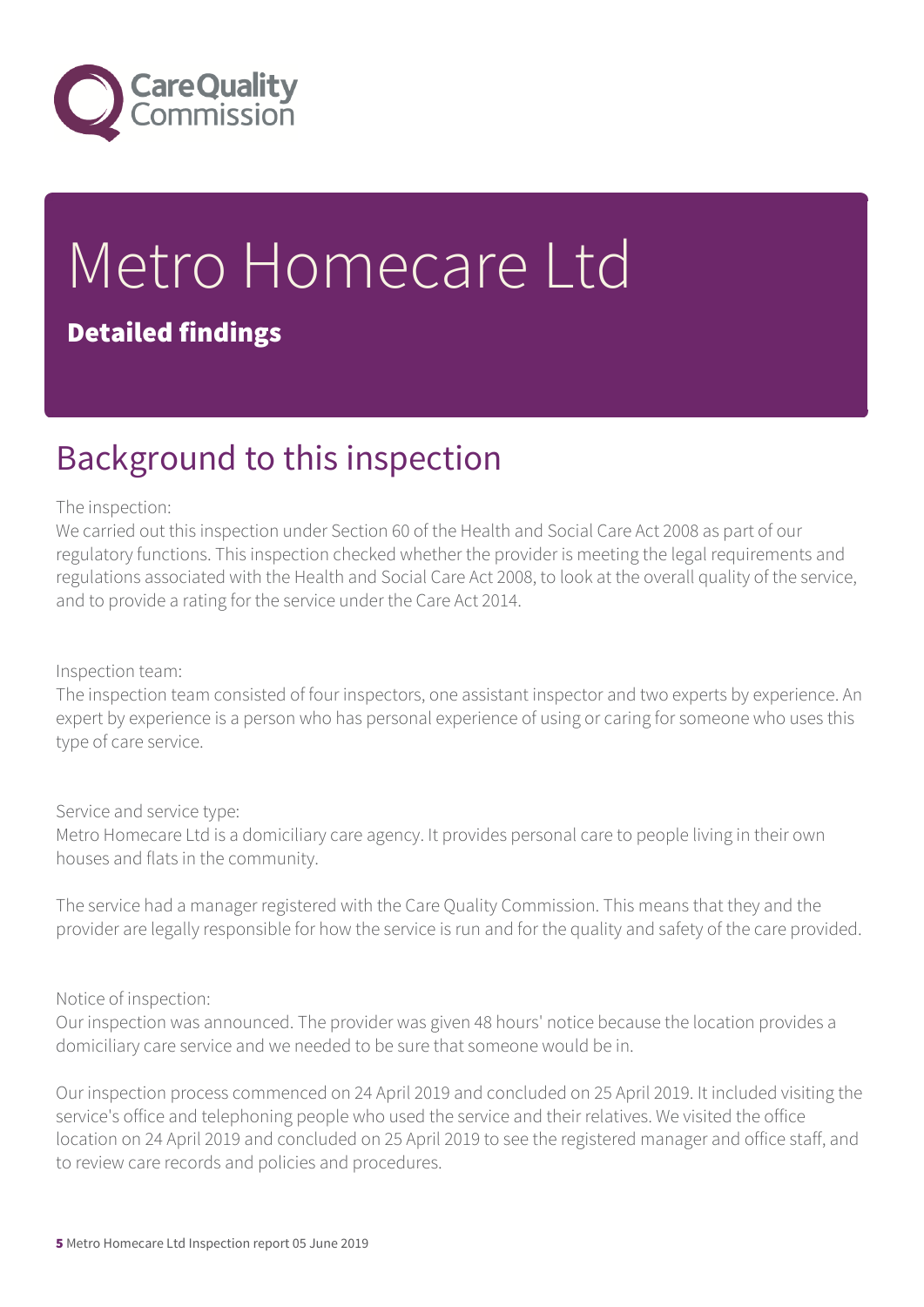# Metro Homecare Ltd

**Detailed findings**

## Background to this inspection

The inspection:
We carried out this inspection under Section 60 of the Health and Social Care Act 2008 as part of our regulatory functions. This inspection checked whether the provider is meeting the legal requirements and regulations associated with the Health and Social Care Act 2008, to look at the overall quality of the service, and to provide a rating for the service under the Care Act 2014.

Inspection team:
The inspection team consisted of four inspectors, one assistant inspector and two experts by experience. An expert by experience is a person who has personal experience of using or caring for someone who uses this type of care service.

Service and service type:
Metro Homecare Ltd is a domiciliary care agency. It provides personal care to people living in their own houses and flats in the community.

The service had a manager registered with the Care Quality Commission. This means that they and the provider are legally responsible for how the service is run and for the quality and safety of the care provided.

Notice of inspection:
Our inspection was announced. The provider was given 48 hours' notice because the location provides a domiciliary care service and we needed to be sure that someone would be in.

Our inspection process commenced on 24 April 2019 and concluded on 25 April 2019. It included visiting the service's office and telephoning people who used the service and their relatives. We visited the office location on 24 April 2019 and concluded on 25 April 2019 to see the registered manager and office staff, and to review care records and policies and procedures.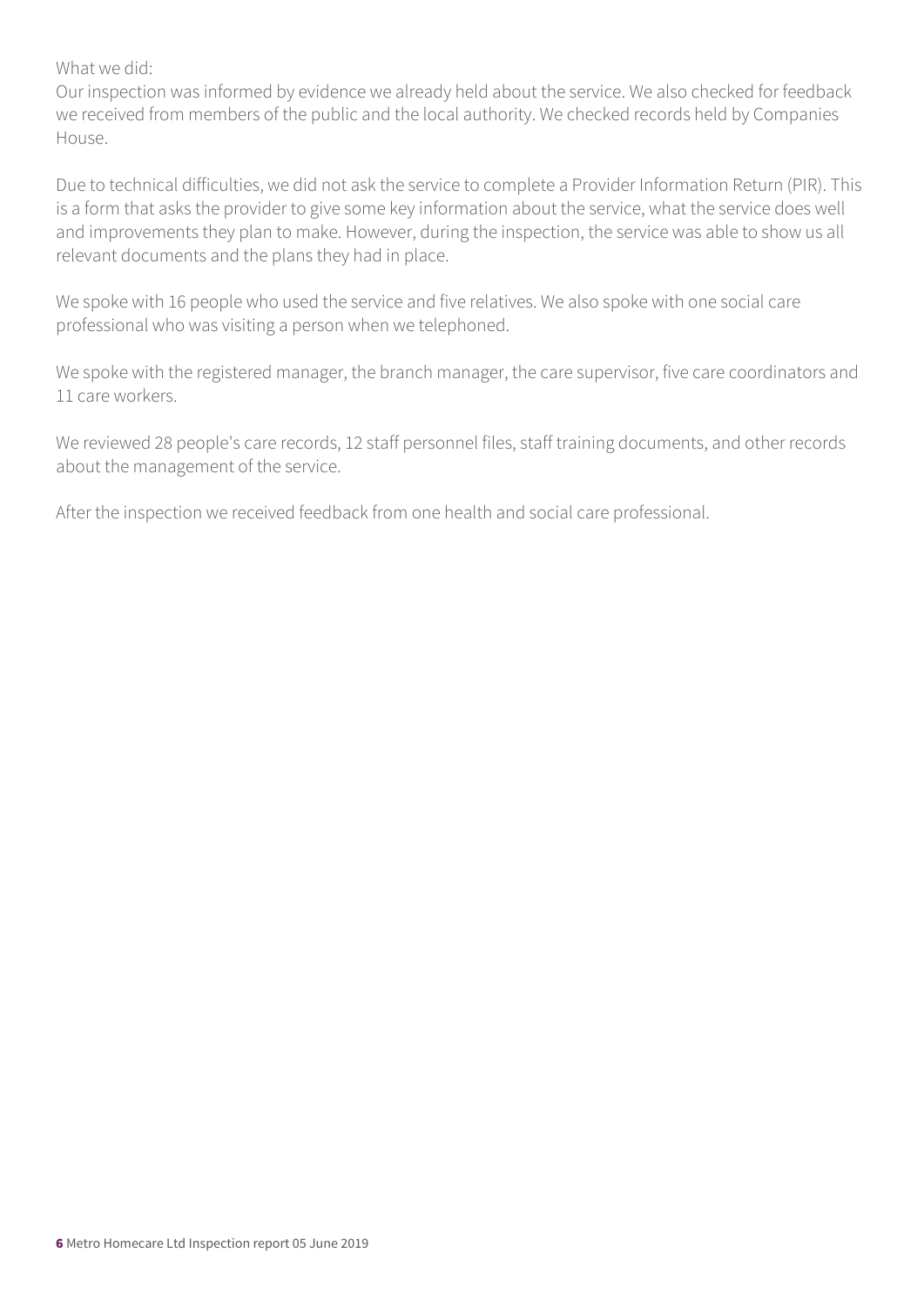What we did:
Our inspection was informed by evidence we already held about the service. We also checked for feedback we received from members of the public and the local authority. We checked records held by Companies House.

Due to technical difficulties, we did not ask the service to complete a Provider Information Return (PIR). This is a form that asks the provider to give some key information about the service, what the service does well and improvements they plan to make. However, during the inspection, the service was able to show us all relevant documents and the plans they had in place.

We spoke with 16 people who used the service and five relatives. We also spoke with one social care professional who was visiting a person when we telephoned.

We spoke with the registered manager, the branch manager, the care supervisor, five care coordinators and 11 care workers.

We reviewed 28 people's care records, 12 staff personnel files, staff training documents, and other records about the management of the service.

After the inspection we received feedback from one health and social care professional.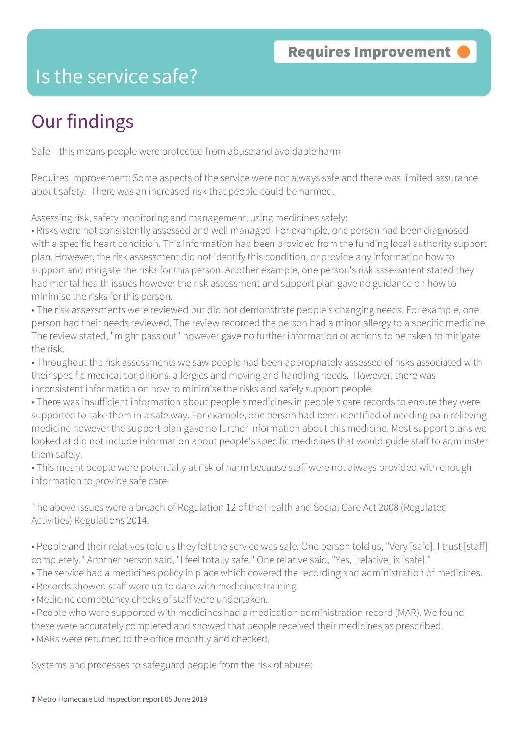# Is the service safe?

**Requires Improvement**

## Our findings

Safe – this means people were protected from abuse and avoidable harm

Requires Improvement: Some aspects of the service were not always safe and there was limited assurance about safety. There was an increased risk that people could be harmed.

Assessing risk, safety monitoring and management; using medicines safely:

- Risks were not consistently assessed and well managed. For example, one person had been diagnosed with a specific heart condition. This information had been provided from the funding local authority support plan. However, the risk assessment did not identify this condition, or provide any information how to support and mitigate the risks for this person. Another example, one person's risk assessment stated they had mental health issues however the risk assessment and support plan gave no guidance on how to minimise the risks for this person.
- The risk assessments were reviewed but did not demonstrate people's changing needs. For example, one person had their needs reviewed. The review recorded the person had a minor allergy to a specific medicine. The review stated, "might pass out" however gave no further information or actions to be taken to mitigate the risk.
- Throughout the risk assessments we saw people had been appropriately assessed of risks associated with their specific medical conditions, allergies and moving and handling needs. However, there was inconsistent information on how to minimise the risks and safely support people.
- There was insufficient information about people's medicines in people's care records to ensure they were supported to take them in a safe way. For example, one person had been identified of needing pain relieving medicine however the support plan gave no further information about this medicine. Most support plans we looked at did not include information about people's specific medicines that would guide staff to administer them safely.
- This meant people were potentially at risk of harm because staff were not always provided with enough information to provide safe care.

The above issues were a breach of Regulation 12 of the Health and Social Care Act 2008 (Regulated Activities) Regulations 2014.

- People and their relatives told us they felt the service was safe. One person told us, "Very [safe]. I trust [staff] completely." Another person said, "I feel totally safe." One relative said, "Yes, [relative] is [safe]."
- The service had a medicines policy in place which covered the recording and administration of medicines.
- Records showed staff were up to date with medicines training.
- Medicine competency checks of staff were undertaken.
- People who were supported with medicines had a medication administration record (MAR). We found these were accurately completed and showed that people received their medicines as prescribed.
- MARs were returned to the office monthly and checked.

Systems and processes to safeguard people from the risk of abuse: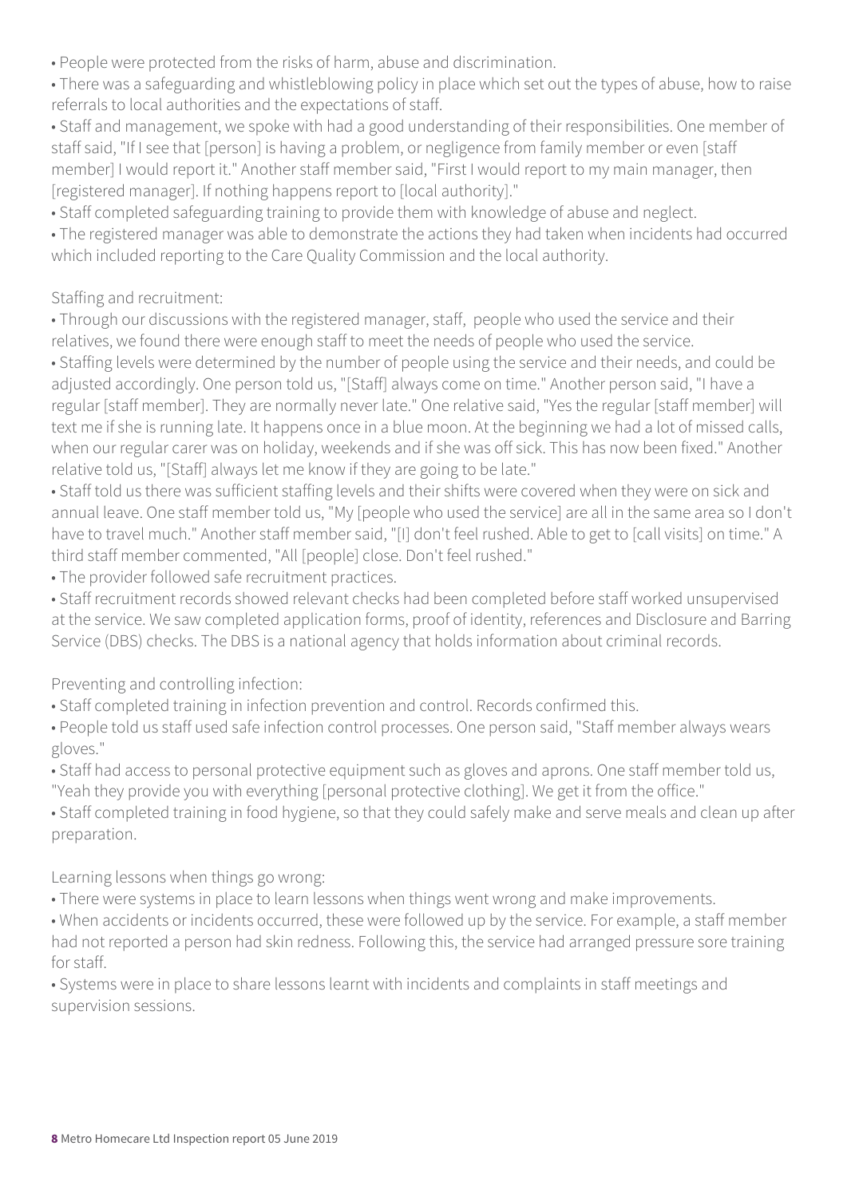- People were protected from the risks of harm, abuse and discrimination.
- There was a safeguarding and whistleblowing policy in place which set out the types of abuse, how to raise referrals to local authorities and the expectations of staff.
- Staff and management, we spoke with had a good understanding of their responsibilities. One member of staff said, "If I see that [person] is having a problem, or negligence from family member or even [staff member] I would report it." Another staff member said, "First I would report to my main manager, then [registered manager]. If nothing happens report to [local authority]."
- Staff completed safeguarding training to provide them with knowledge of abuse and neglect.
- The registered manager was able to demonstrate the actions they had taken when incidents had occurred which included reporting to the Care Quality Commission and the local authority.

Staffing and recruitment:

- Through our discussions with the registered manager, staff, people who used the service and their relatives, we found there were enough staff to meet the needs of people who used the service.
- Staffing levels were determined by the number of people using the service and their needs, and could be adjusted accordingly. One person told us, "[Staff] always come on time." Another person said, "I have a regular [staff member]. They are normally never late." One relative said, "Yes the regular [staff member] will text me if she is running late. It happens once in a blue moon. At the beginning we had a lot of missed calls, when our regular carer was on holiday, weekends and if she was off sick. This has now been fixed." Another relative told us, "[Staff] always let me know if they are going to be late."
- Staff told us there was sufficient staffing levels and their shifts were covered when they were on sick and annual leave. One staff member told us, "My [people who used the service] are all in the same area so I don't have to travel much." Another staff member said, "[I] don't feel rushed. Able to get to [call visits] on time." A third staff member commented, "All [people] close. Don't feel rushed."
- The provider followed safe recruitment practices.
- Staff recruitment records showed relevant checks had been completed before staff worked unsupervised at the service. We saw completed application forms, proof of identity, references and Disclosure and Barring Service (DBS) checks. The DBS is a national agency that holds information about criminal records.

Preventing and controlling infection:

- Staff completed training in infection prevention and control. Records confirmed this.
- People told us staff used safe infection control processes. One person said, "Staff member always wears gloves."
- Staff had access to personal protective equipment such as gloves and aprons. One staff member told us, "Yeah they provide you with everything [personal protective clothing]. We get it from the office."
- Staff completed training in food hygiene, so that they could safely make and serve meals and clean up after preparation.

Learning lessons when things go wrong:

- There were systems in place to learn lessons when things went wrong and make improvements.
- When accidents or incidents occurred, these were followed up by the service. For example, a staff member had not reported a person had skin redness. Following this, the service had arranged pressure sore training for staff.
- Systems were in place to share lessons learnt with incidents and complaints in staff meetings and supervision sessions.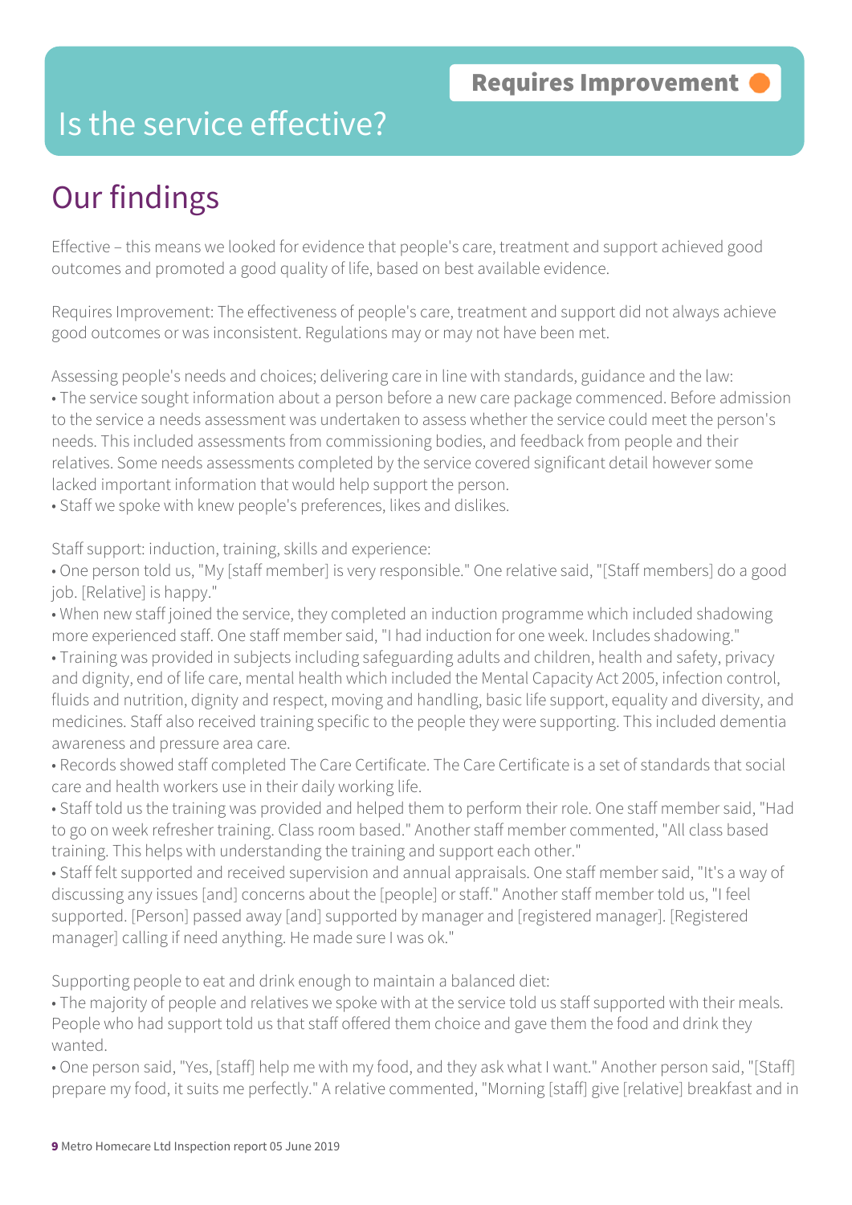# Is the service effective?

**Requires Improvement**

## Our findings

Effective – this means we looked for evidence that people's care, treatment and support achieved good outcomes and promoted a good quality of life, based on best available evidence.

Requires Improvement: The effectiveness of people's care, treatment and support did not always achieve good outcomes or was inconsistent. Regulations may or may not have been met.

Assessing people's needs and choices; delivering care in line with standards, guidance and the law:

- The service sought information about a person before a new care package commenced. Before admission to the service a needs assessment was undertaken to assess whether the service could meet the person's needs. This included assessments from commissioning bodies, and feedback from people and their relatives. Some needs assessments completed by the service covered significant detail however some lacked important information that would help support the person.
- Staff we spoke with knew people's preferences, likes and dislikes.

Staff support: induction, training, skills and experience:

- One person told us, "My [staff member] is very responsible." One relative said, "[Staff members] do a good job. [Relative] is happy."
- When new staff joined the service, they completed an induction programme which included shadowing more experienced staff. One staff member said, "I had induction for one week. Includes shadowing."
- Training was provided in subjects including safeguarding adults and children, health and safety, privacy and dignity, end of life care, mental health which included the Mental Capacity Act 2005, infection control, fluids and nutrition, dignity and respect, moving and handling, basic life support, equality and diversity, and medicines. Staff also received training specific to the people they were supporting. This included dementia awareness and pressure area care.
- Records showed staff completed The Care Certificate. The Care Certificate is a set of standards that social care and health workers use in their daily working life.
- Staff told us the training was provided and helped them to perform their role. One staff member said, "Had to go on week refresher training. Class room based." Another staff member commented, "All class based training. This helps with understanding the training and support each other."
- Staff felt supported and received supervision and annual appraisals. One staff member said, "It's a way of discussing any issues [and] concerns about the [people] or staff." Another staff member told us, "I feel supported. [Person] passed away [and] supported by manager and [registered manager]. [Registered manager] calling if need anything. He made sure I was ok."

Supporting people to eat and drink enough to maintain a balanced diet:

- The majority of people and relatives we spoke with at the service told us staff supported with their meals. People who had support told us that staff offered them choice and gave them the food and drink they wanted.
- One person said, "Yes, [staff] help me with my food, and they ask what I want." Another person said, "[Staff] prepare my food, it suits me perfectly." A relative commented, "Morning [staff] give [relative] breakfast and in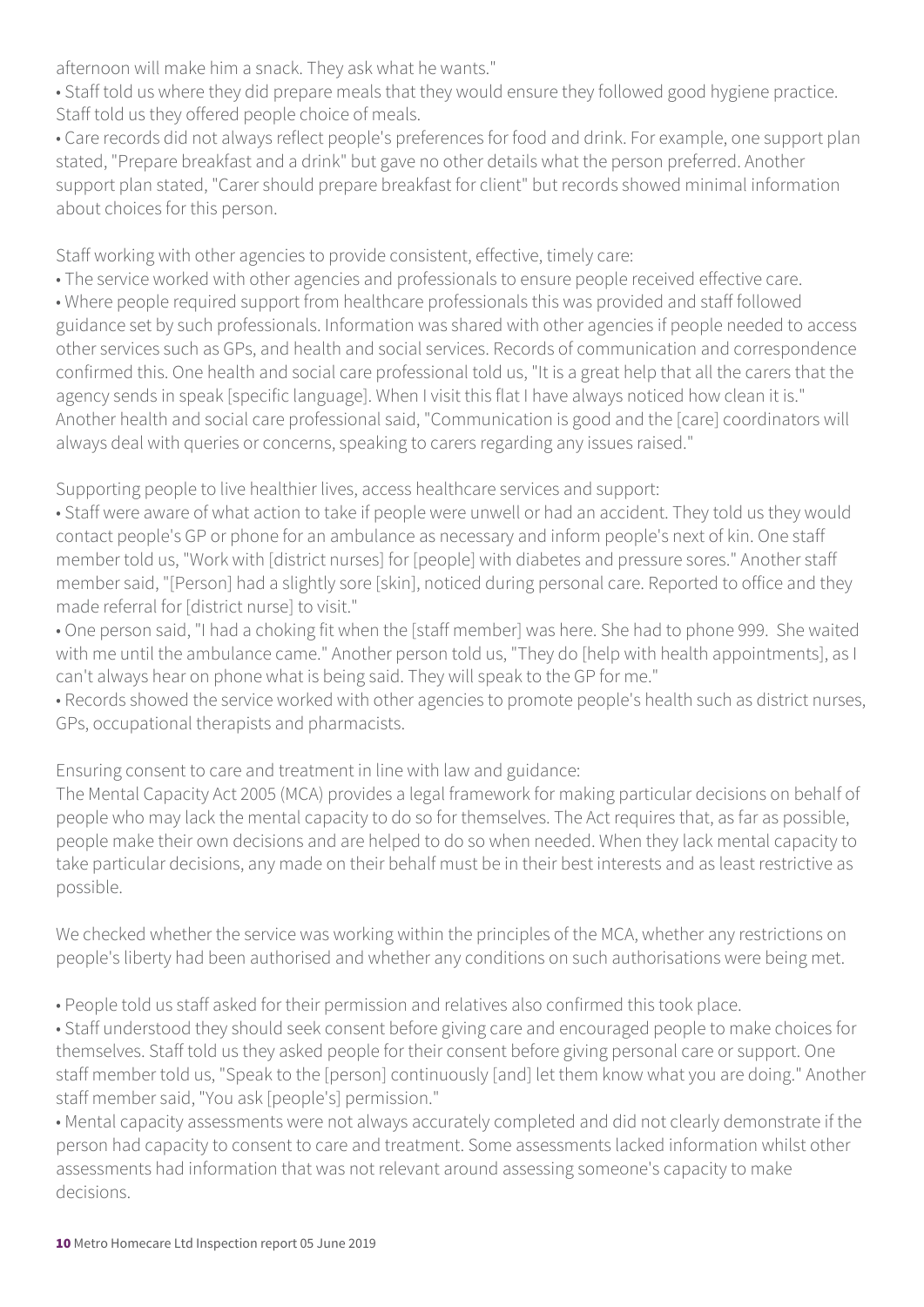afternoon will make him a snack. They ask what he wants."

- Staff told us where they did prepare meals that they would ensure they followed good hygiene practice. Staff told us they offered people choice of meals.
- Care records did not always reflect people's preferences for food and drink. For example, one support plan stated, "Prepare breakfast and a drink" but gave no other details what the person preferred. Another support plan stated, "Carer should prepare breakfast for client" but records showed minimal information about choices for this person.

Staff working with other agencies to provide consistent, effective, timely care:

- The service worked with other agencies and professionals to ensure people received effective care.
- Where people required support from healthcare professionals this was provided and staff followed guidance set by such professionals. Information was shared with other agencies if people needed to access other services such as GPs, and health and social services. Records of communication and correspondence confirmed this. One health and social care professional told us, "It is a great help that all the carers that the agency sends in speak [specific language]. When I visit this flat I have always noticed how clean it is." Another health and social care professional said, "Communication is good and the [care] coordinators will always deal with queries or concerns, speaking to carers regarding any issues raised."

Supporting people to live healthier lives, access healthcare services and support:

- Staff were aware of what action to take if people were unwell or had an accident. They told us they would contact people's GP or phone for an ambulance as necessary and inform people's next of kin. One staff member told us, "Work with [district nurses] for [people] with diabetes and pressure sores." Another staff member said, "[Person] had a slightly sore [skin], noticed during personal care. Reported to office and they made referral for [district nurse] to visit."
- One person said, "I had a choking fit when the [staff member] was here. She had to phone 999. She waited with me until the ambulance came." Another person told us, "They do [help with health appointments], as I can't always hear on phone what is being said. They will speak to the GP for me."
- Records showed the service worked with other agencies to promote people's health such as district nurses, GPs, occupational therapists and pharmacists.

Ensuring consent to care and treatment in line with law and guidance:

The Mental Capacity Act 2005 (MCA) provides a legal framework for making particular decisions on behalf of people who may lack the mental capacity to do so for themselves. The Act requires that, as far as possible, people make their own decisions and are helped to do so when needed. When they lack mental capacity to take particular decisions, any made on their behalf must be in their best interests and as least restrictive as possible.

We checked whether the service was working within the principles of the MCA, whether any restrictions on people's liberty had been authorised and whether any conditions on such authorisations were being met.

- People told us staff asked for their permission and relatives also confirmed this took place.
- Staff understood they should seek consent before giving care and encouraged people to make choices for themselves. Staff told us they asked people for their consent before giving personal care or support. One staff member told us, "Speak to the [person] continuously [and] let them know what you are doing." Another staff member said, "You ask [people's] permission."
- Mental capacity assessments were not always accurately completed and did not clearly demonstrate if the person had capacity to consent to care and treatment. Some assessments lacked information whilst other assessments had information that was not relevant around assessing someone's capacity to make decisions.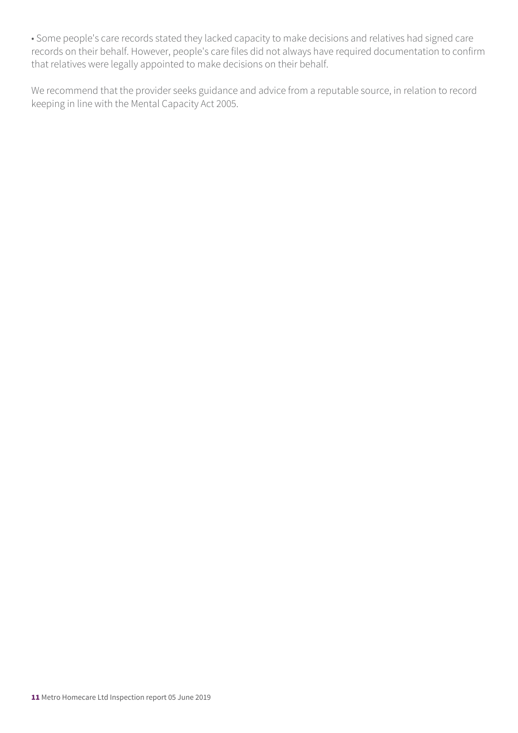- Some people's care records stated they lacked capacity to make decisions and relatives had signed care records on their behalf. However, people's care files did not always have required documentation to confirm that relatives were legally appointed to make decisions on their behalf.

We recommend that the provider seeks guidance and advice from a reputable source, in relation to record keeping in line with the Mental Capacity Act 2005.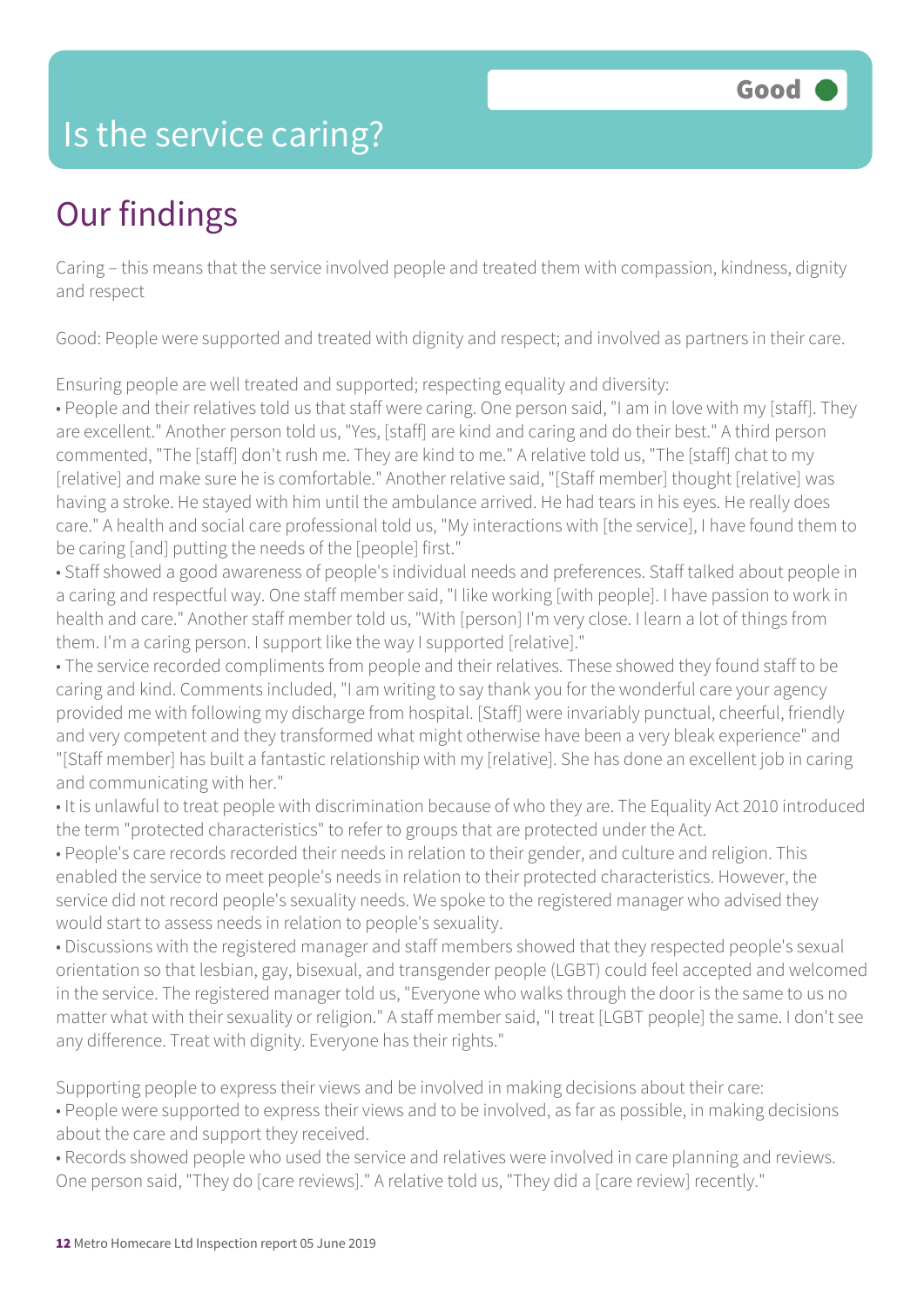# Is the service caring?

**Good**

## Our findings

Caring – this means that the service involved people and treated them with compassion, kindness, dignity and respect

Good: People were supported and treated with dignity and respect; and involved as partners in their care.

Ensuring people are well treated and supported; respecting equality and diversity:

- People and their relatives told us that staff were caring. One person said, "I am in love with my [staff]. They are excellent." Another person told us, "Yes, [staff] are kind and caring and do their best." A third person commented, "The [staff] don't rush me. They are kind to me." A relative told us, "The [staff] chat to my [relative] and make sure he is comfortable." Another relative said, "[Staff member] thought [relative] was having a stroke. He stayed with him until the ambulance arrived. He had tears in his eyes. He really does care." A health and social care professional told us, "My interactions with [the service], I have found them to be caring [and] putting the needs of the [people] first."
- Staff showed a good awareness of people's individual needs and preferences. Staff talked about people in a caring and respectful way. One staff member said, "I like working [with people]. I have passion to work in health and care." Another staff member told us, "With [person] I'm very close. I learn a lot of things from them. I'm a caring person. I support like the way I supported [relative]."
- The service recorded compliments from people and their relatives. These showed they found staff to be caring and kind. Comments included, "I am writing to say thank you for the wonderful care your agency provided me with following my discharge from hospital. [Staff] were invariably punctual, cheerful, friendly and very competent and they transformed what might otherwise have been a very bleak experience" and "[Staff member] has built a fantastic relationship with my [relative]. She has done an excellent job in caring and communicating with her."
- It is unlawful to treat people with discrimination because of who they are. The Equality Act 2010 introduced the term "protected characteristics" to refer to groups that are protected under the Act.
- People's care records recorded their needs in relation to their gender, and culture and religion. This enabled the service to meet people's needs in relation to their protected characteristics. However, the service did not record people's sexuality needs. We spoke to the registered manager who advised they would start to assess needs in relation to people's sexuality.
- Discussions with the registered manager and staff members showed that they respected people's sexual orientation so that lesbian, gay, bisexual, and transgender people (LGBT) could feel accepted and welcomed in the service. The registered manager told us, "Everyone who walks through the door is the same to us no matter what with their sexuality or religion." A staff member said, "I treat [LGBT people] the same. I don't see any difference. Treat with dignity. Everyone has their rights."

Supporting people to express their views and be involved in making decisions about their care:

- People were supported to express their views and to be involved, as far as possible, in making decisions about the care and support they received.
- Records showed people who used the service and relatives were involved in care planning and reviews. One person said, "They do [care reviews]." A relative told us, "They did a [care review] recently."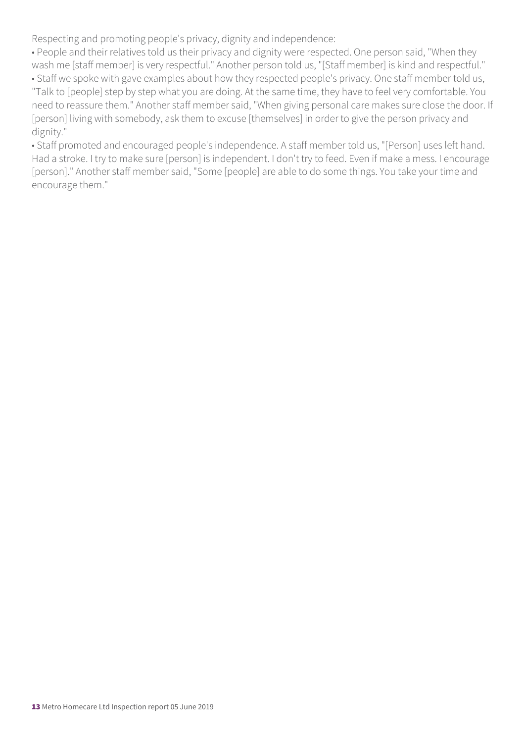Respecting and promoting people's privacy, dignity and independence:

- People and their relatives told us their privacy and dignity were respected. One person said, "When they wash me [staff member] is very respectful." Another person told us, "[Staff member] is kind and respectful."
- Staff we spoke with gave examples about how they respected people's privacy. One staff member told us, "Talk to [people] step by step what you are doing. At the same time, they have to feel very comfortable. You need to reassure them." Another staff member said, "When giving personal care makes sure close the door. If [person] living with somebody, ask them to excuse [themselves] in order to give the person privacy and dignity."
- Staff promoted and encouraged people's independence. A staff member told us, "[Person] uses left hand. Had a stroke. I try to make sure [person] is independent. I don't try to feed. Even if make a mess. I encourage [person]." Another staff member said, "Some [people] are able to do some things. You take your time and encourage them."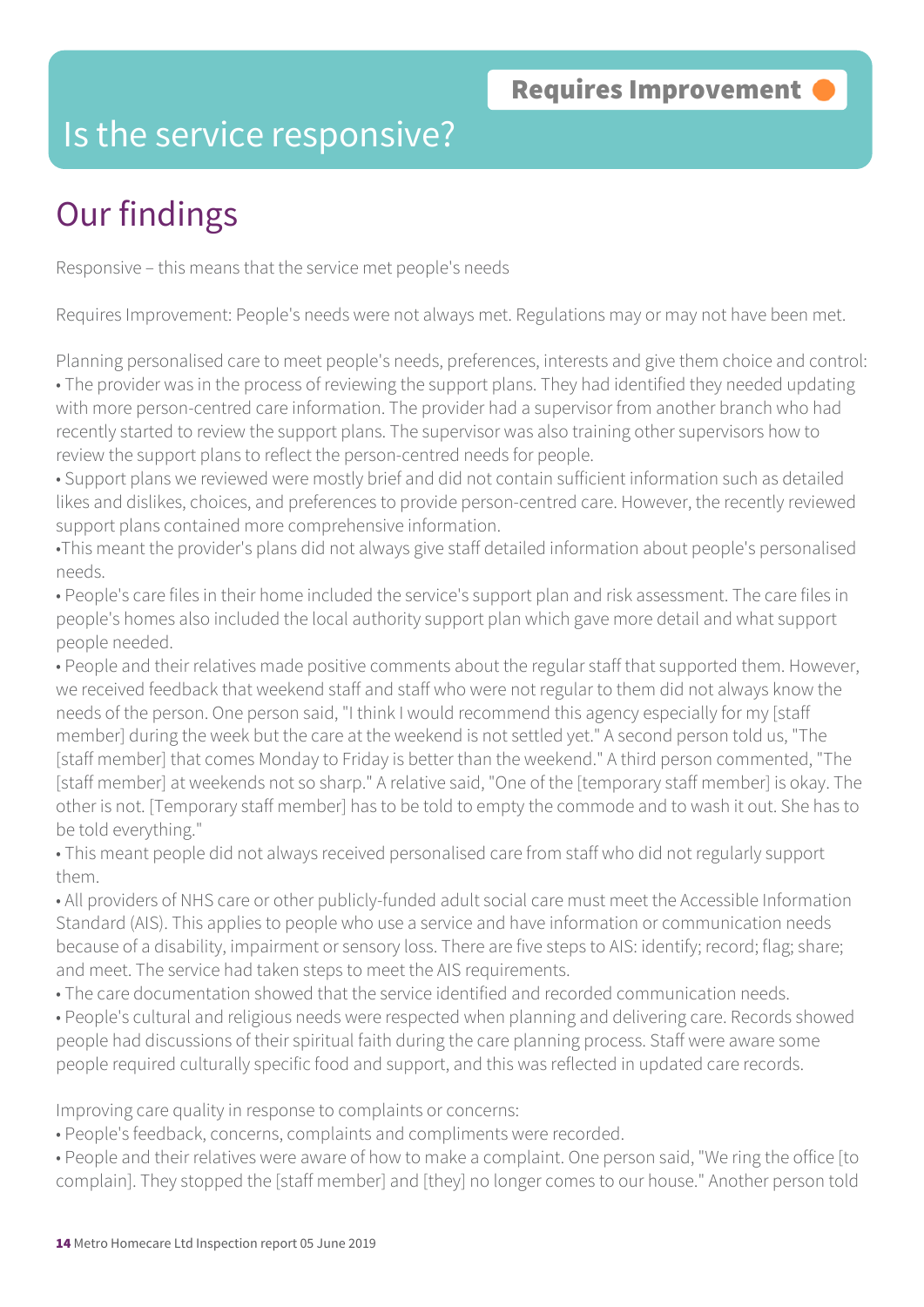Requires Improvement

# Is the service responsive?

## Our findings

Responsive – this means that the service met people's needs

Requires Improvement: People's needs were not always met. Regulations may or may not have been met.

Planning personalised care to meet people's needs, preferences, interests and give them choice and control:

- The provider was in the process of reviewing the support plans. They had identified they needed updating with more person-centred care information. The provider had a supervisor from another branch who had recently started to review the support plans. The supervisor was also training other supervisors how to review the support plans to reflect the person-centred needs for people.
- Support plans we reviewed were mostly brief and did not contain sufficient information such as detailed likes and dislikes, choices, and preferences to provide person-centred care. However, the recently reviewed support plans contained more comprehensive information.
- This meant the provider's plans did not always give staff detailed information about people's personalised needs.
- People's care files in their home included the service's support plan and risk assessment. The care files in people's homes also included the local authority support plan which gave more detail and what support people needed.
- People and their relatives made positive comments about the regular staff that supported them. However, we received feedback that weekend staff and staff who were not regular to them did not always know the needs of the person. One person said, "I think I would recommend this agency especially for my [staff member] during the week but the care at the weekend is not settled yet." A second person told us, "The [staff member] that comes Monday to Friday is better than the weekend." A third person commented, "The [staff member] at weekends not so sharp." A relative said, "One of the [temporary staff member] is okay. The other is not. [Temporary staff member] has to be told to empty the commode and to wash it out. She has to be told everything."
- This meant people did not always received personalised care from staff who did not regularly support them.
- All providers of NHS care or other publicly-funded adult social care must meet the Accessible Information Standard (AIS). This applies to people who use a service and have information or communication needs because of a disability, impairment or sensory loss. There are five steps to AIS: identify; record; flag; share; and meet. The service had taken steps to meet the AIS requirements.
- The care documentation showed that the service identified and recorded communication needs.
- People's cultural and religious needs were respected when planning and delivering care. Records showed people had discussions of their spiritual faith during the care planning process. Staff were aware some people required culturally specific food and support, and this was reflected in updated care records.

Improving care quality in response to complaints or concerns:

- People's feedback, concerns, complaints and compliments were recorded.
- People and their relatives were aware of how to make a complaint. One person said, "We ring the office [to complain]. They stopped the [staff member] and [they] no longer comes to our house." Another person told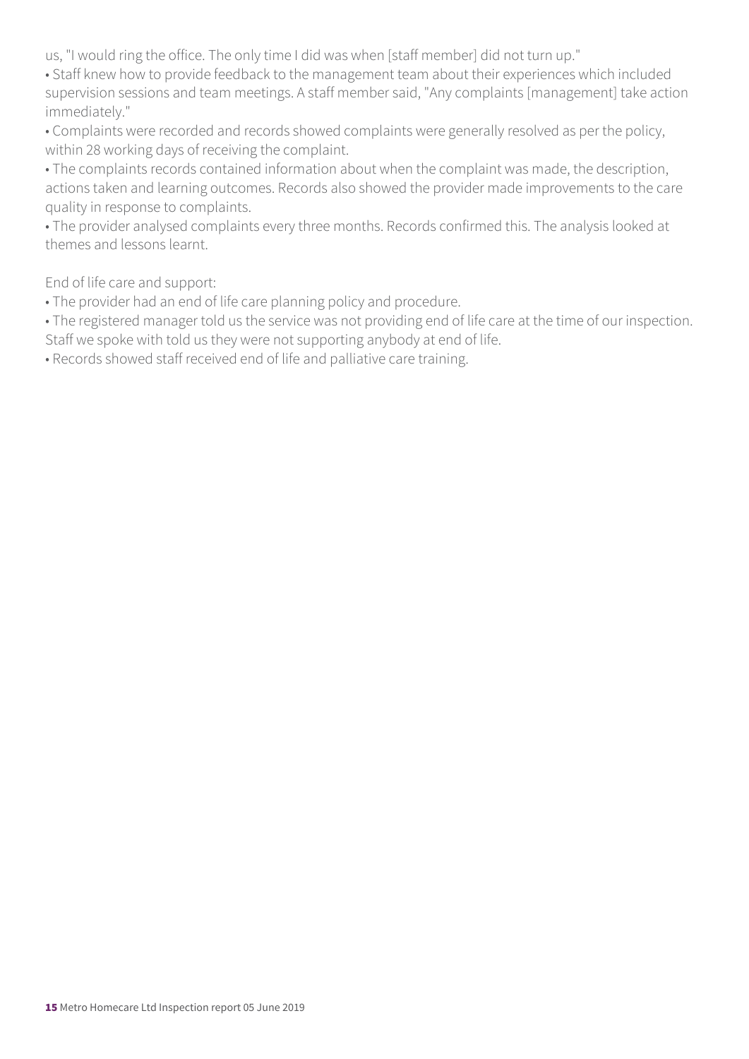us, "I would ring the office. The only time I did was when [staff member] did not turn up."

- Staff knew how to provide feedback to the management team about their experiences which included supervision sessions and team meetings. A staff member said, "Any complaints [management] take action immediately."
- Complaints were recorded and records showed complaints were generally resolved as per the policy, within 28 working days of receiving the complaint.
- The complaints records contained information about when the complaint was made, the description, actions taken and learning outcomes. Records also showed the provider made improvements to the care quality in response to complaints.
- The provider analysed complaints every three months. Records confirmed this. The analysis looked at themes and lessons learnt.

End of life care and support:

- The provider had an end of life care planning policy and procedure.
- The registered manager told us the service was not providing end of life care at the time of our inspection. Staff we spoke with told us they were not supporting anybody at end of life.
- Records showed staff received end of life and palliative care training.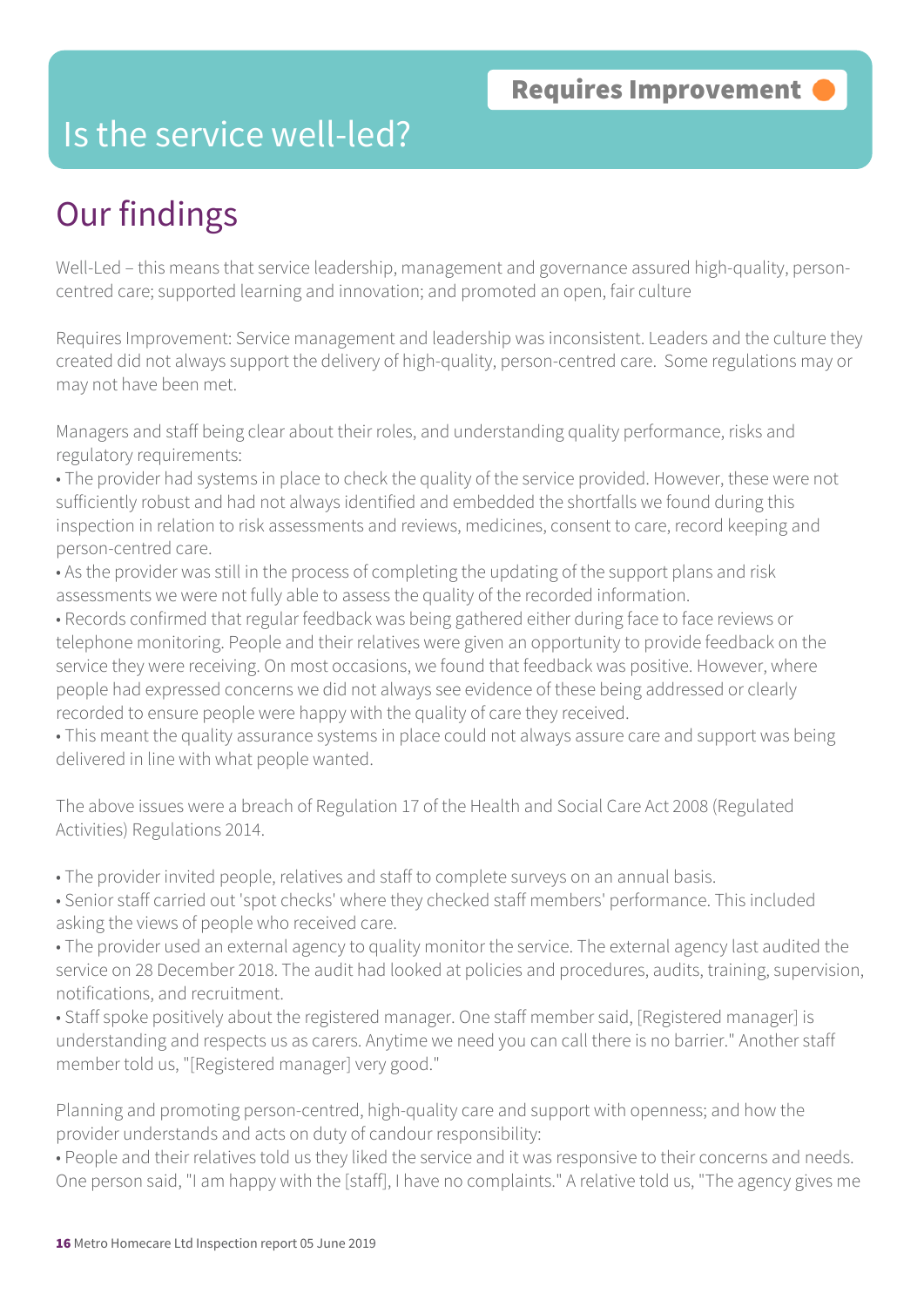Requires Improvement

# Is the service well-led?

## Our findings

Well-Led – this means that service leadership, management and governance assured high-quality, person-centred care; supported learning and innovation; and promoted an open, fair culture

Requires Improvement: Service management and leadership was inconsistent. Leaders and the culture they created did not always support the delivery of high-quality, person-centred care. Some regulations may or may not have been met.

Managers and staff being clear about their roles, and understanding quality performance, risks and regulatory requirements:

- The provider had systems in place to check the quality of the service provided. However, these were not sufficiently robust and had not always identified and embedded the shortfalls we found during this inspection in relation to risk assessments and reviews, medicines, consent to care, record keeping and person-centred care.
- As the provider was still in the process of completing the updating of the support plans and risk assessments we were not fully able to assess the quality of the recorded information.
- Records confirmed that regular feedback was being gathered either during face to face reviews or telephone monitoring. People and their relatives were given an opportunity to provide feedback on the service they were receiving. On most occasions, we found that feedback was positive. However, where people had expressed concerns we did not always see evidence of these being addressed or clearly recorded to ensure people were happy with the quality of care they received.
- This meant the quality assurance systems in place could not always assure care and support was being delivered in line with what people wanted.

The above issues were a breach of Regulation 17 of the Health and Social Care Act 2008 (Regulated Activities) Regulations 2014.

- The provider invited people, relatives and staff to complete surveys on an annual basis.
- Senior staff carried out 'spot checks' where they checked staff members' performance. This included asking the views of people who received care.
- The provider used an external agency to quality monitor the service. The external agency last audited the service on 28 December 2018. The audit had looked at policies and procedures, audits, training, supervision, notifications, and recruitment.
- Staff spoke positively about the registered manager. One staff member said, [Registered manager] is understanding and respects us as carers. Anytime we need you can call there is no barrier." Another staff member told us, "[Registered manager] very good."

Planning and promoting person-centred, high-quality care and support with openness; and how the provider understands and acts on duty of candour responsibility:

- People and their relatives told us they liked the service and it was responsive to their concerns and needs. One person said, "I am happy with the [staff], I have no complaints." A relative told us, "The agency gives me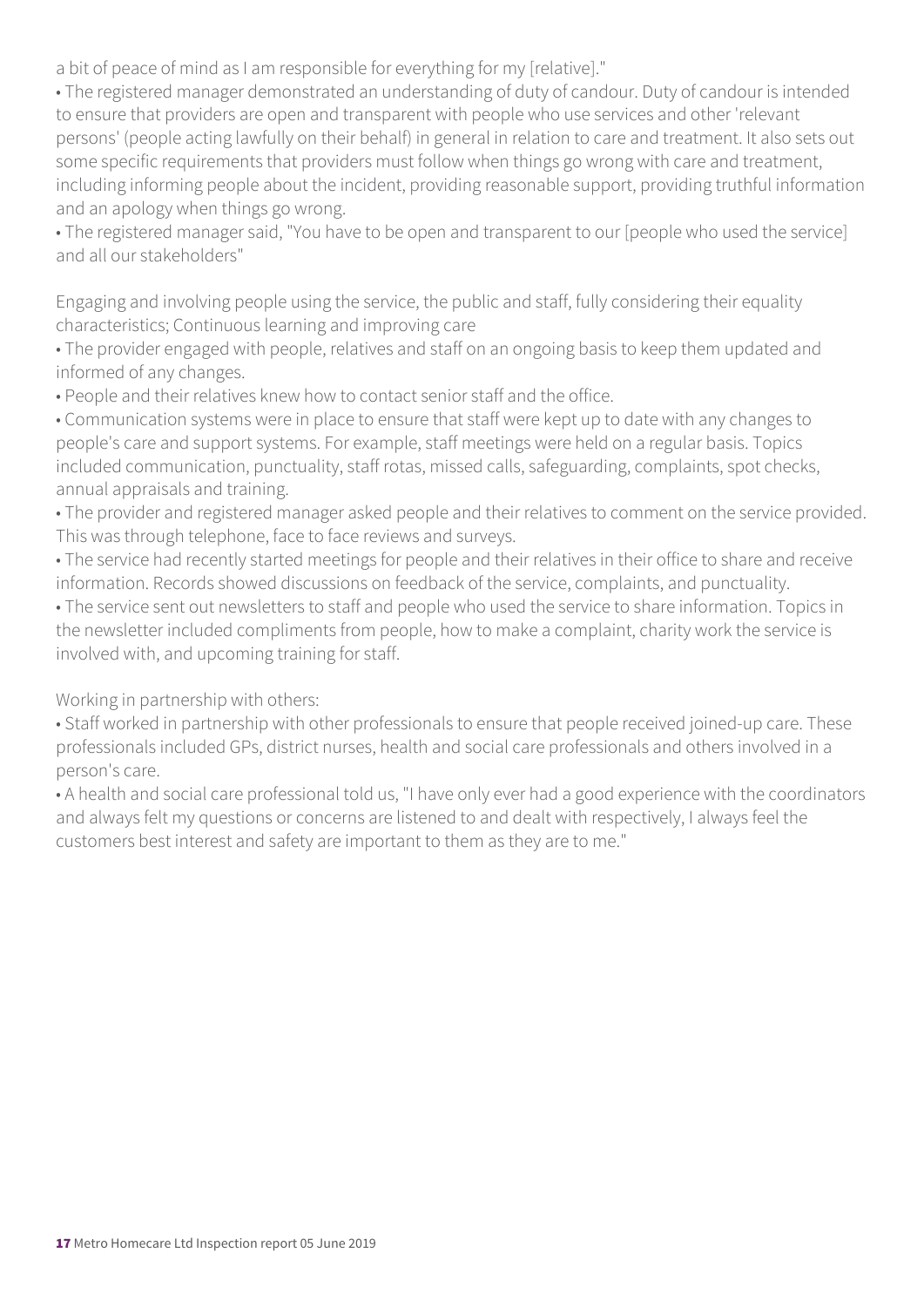a bit of peace of mind as I am responsible for everything for my [relative]."

- The registered manager demonstrated an understanding of duty of candour. Duty of candour is intended to ensure that providers are open and transparent with people who use services and other 'relevant persons' (people acting lawfully on their behalf) in general in relation to care and treatment. It also sets out some specific requirements that providers must follow when things go wrong with care and treatment, including informing people about the incident, providing reasonable support, providing truthful information and an apology when things go wrong.
- The registered manager said, "You have to be open and transparent to our [people who used the service] and all our stakeholders"

Engaging and involving people using the service, the public and staff, fully considering their equality characteristics; Continuous learning and improving care

- The provider engaged with people, relatives and staff on an ongoing basis to keep them updated and informed of any changes.
- People and their relatives knew how to contact senior staff and the office.
- Communication systems were in place to ensure that staff were kept up to date with any changes to people's care and support systems. For example, staff meetings were held on a regular basis. Topics included communication, punctuality, staff rotas, missed calls, safeguarding, complaints, spot checks, annual appraisals and training.
- The provider and registered manager asked people and their relatives to comment on the service provided. This was through telephone, face to face reviews and surveys.
- The service had recently started meetings for people and their relatives in their office to share and receive information. Records showed discussions on feedback of the service, complaints, and punctuality.
- The service sent out newsletters to staff and people who used the service to share information. Topics in the newsletter included compliments from people, how to make a complaint, charity work the service is involved with, and upcoming training for staff.

Working in partnership with others:

- Staff worked in partnership with other professionals to ensure that people received joined-up care. These professionals included GPs, district nurses, health and social care professionals and others involved in a person's care.
- A health and social care professional told us, "I have only ever had a good experience with the coordinators and always felt my questions or concerns are listened to and dealt with respectively, I always feel the customers best interest and safety are important to them as they are to me."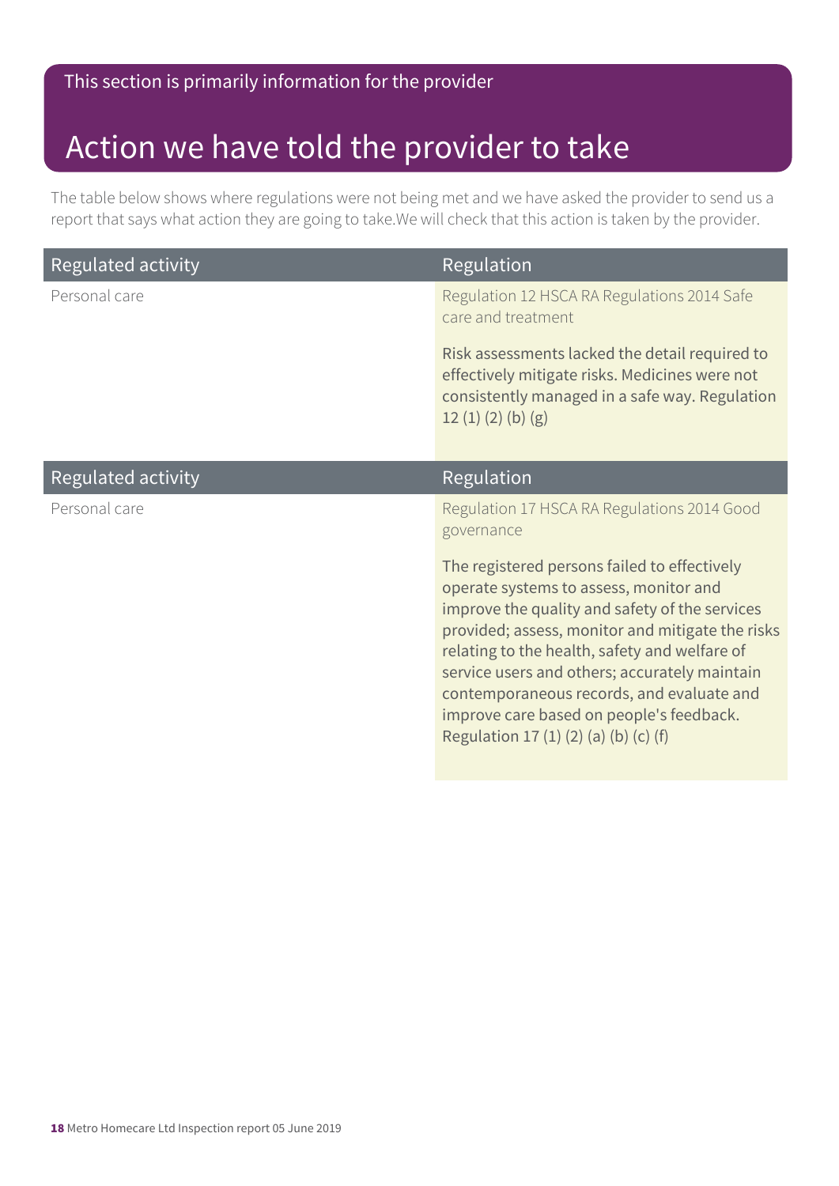This section is primarily information for the provider

# Action we have told the provider to take

The table below shows where regulations were not being met and we have asked the provider to send us a report that says what action they are going to take.We will check that this action is taken by the provider.

| Regulated activity | Regulation |
| --- | --- |
| Personal care | Regulation 12 HSCA RA Regulations 2014 Safe care and treatment<br><br>Risk assessments lacked the detail required to effectively mitigate risks. Medicines were not consistently managed in a safe way. Regulation 12 (1) (2) (b) (g) |

| Regulated activity | Regulation |
| --- | --- |
| Personal care | Regulation 17 HSCA RA Regulations 2014 Good governance<br><br>The registered persons failed to effectively operate systems to assess, monitor and improve the quality and safety of the services provided; assess, monitor and mitigate the risks relating to the health, safety and welfare of service users and others; accurately maintain contemporaneous records, and evaluate and improve care based on people's feedback. Regulation 17 (1) (2) (a) (b) (c) (f) |